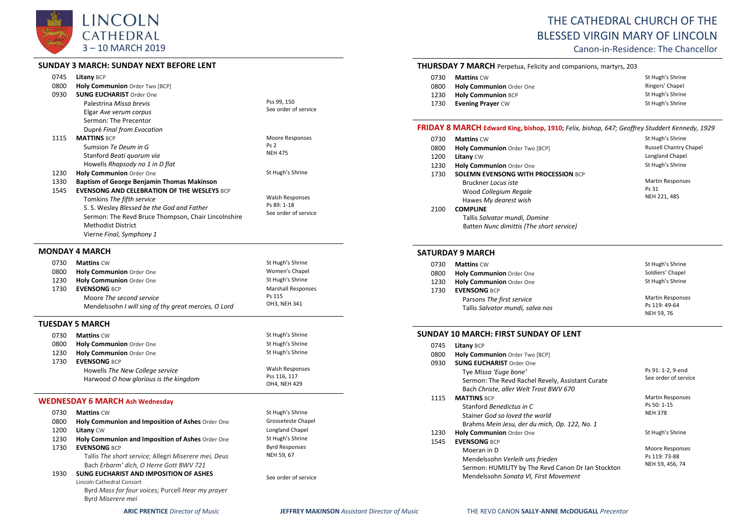# LINCOLN CATHEDRAL
## 3 – 10 MARCH 2019

# THE CATHEDRAL CHURCH OF THE BLESSED VIRGIN MARY OF LINCOLN
Canon-in-Residence: The Chancellor

## SUNDAY 3 MARCH: SUNDAY NEXT BEFORE LENT

| | | |
|---|---|---|
| 0745 | **Litany** BCP | |
| 0800 | **Holy Communion** Order Two [BCP] | |
| 0930 | **SUNG EUCHARIST** Order One | |
| | Palestrina *Missa brevis* | Pss 99, 150 |
| | Elgar *Ave verum corpus* | See order of service |
| | Sermon: The Precentor | |
| | Dupré *Final from Evocation* | |
| 1115 | **MATTINS** BCP | Moore Responses |
| | Sumsion *Te Deum in G* | Ps 2 |
| | Stanford *Beati quorum via* | NEH 475 |
| | Howells *Rhapsody no 1 in D flat* | |
| 1230 | **Holy Communion** Order One | St Hugh's Shrine |
| 1330 | **Baptism of George Benjamin Thomas Makinson** | |
| 1545 | **EVENSONG AND CELEBRATION OF THE WESLEYS** BCP | |
| | Tomkins *The fifth service* | Walsh Responses |
| | S. S. Wesley *Blessed be the God and Father* | Ps 89: 1-18 |
| | Sermon: The Revd Bruce Thompson, Chair Lincolnshire Methodist District | See order of service |
| | Vierne *Final, Symphony 1* | |

## MONDAY 4 MARCH

| | | |
|---|---|---|
| 0730 | **Mattins** CW | St Hugh's Shrine |
| 0800 | **Holy Communion** Order One | Women's Chapel |
| 1230 | **Holy Communion** Order One | St Hugh's Shrine |
| 1730 | **EVENSONG** BCP | Marshall Responses |
| | Moore *The second service* | Ps 115 |
| | Mendelssohn *I will sing of thy great mercies, O Lord* | OH3, NEH 341 |

## TUESDAY 5 MARCH

| | | |
|---|---|---|
| 0730 | **Mattins** CW | St Hugh's Shrine |
| 0800 | **Holy Communion** Order One | St Hugh's Shrine |
| 1230 | **Holy Communion** Order One | St Hugh's Shrine |
| 1730 | **EVENSONG** BCP | Walsh Responses |
| | Howells *The New College service* | Pss 116, 117 |
| | Harwood *O how glorious is the kingdom* | OH4, NEH 429 |

## WEDNESDAY 6 MARCH Ash Wednesday

| | | |
|---|---|---|
| 0730 | **Mattins** CW | St Hugh's Shrine |
| 0800 | **Holy Communion and Imposition of Ashes** Order One | Grosseteste Chapel |
| 1200 | **Litany** CW | Longland Chapel |
| 1230 | **Holy Communion and Imposition of Ashes** Order One | St Hugh's Shrine |
| 1730 | **EVENSONG** BCP | Byrd Responses |
| | Tallis *The short service;* Allegri *Miserere mei, Deus* | NEH 59, 67 |
| | Bach *Erbarm' dich, O Herre Gott BWV 721* | |
| 1930 | **SUNG EUCHARIST AND IMPOSITION OF ASHES** | See order of service |
| | Lincoln Cathedral Consort | |
| | Byrd *Mass for four voices;* Purcell *Hear my prayer* | |
| | Byrd *Miserere mei* | |

## THURSDAY 7 MARCH Perpetua, Felicity and companions, martyrs, 203

| | | |
|---|---|---|
| 0730 | **Mattins** CW | St Hugh's Shrine |
| 0800 | **Holy Communion** Order One | Ringers' Chapel |
| 1230 | **Holy Communion** BCP | St Hugh's Shrine |
| 1730 | **Evening Prayer** CW | St Hugh's Shrine |

## FRIDAY 8 MARCH Edward King, bishop, 1910; *Felix, bishop, 647; Geoffrey Studdert Kennedy, 1929*

| | | |
|---|---|---|
| 0730 | **Mattins** CW | St Hugh's Shrine |
| 0800 | **Holy Communion** Order Two [BCP] | Russell Chantry Chapel |
| 1200 | **Litany** CW | Longland Chapel |
| 1230 | **Holy Communion** Order One | St Hugh's Shrine |
| 1730 | **SOLEMN EVENSONG WITH PROCESSION** BCP | |
| | Bruckner *Locus iste* | Martin Responses |
| | Wood *Collegium Regale* | Ps 31 |
| | Hawes *My dearest wish* | NEH 221, 485 |
| 2100 | **COMPLINE** | |
| | Tallis *Salvator mundi, Domine* | |
| | Batten *Nunc dimittis (The short service)* | |

## SATURDAY 9 MARCH

| | | |
|---|---|---|
| 0730 | **Mattins** CW | St Hugh's Shrine |
| 0800 | **Holy Communion** Order One | Soldiers' Chapel |
| 1230 | **Holy Communion** Order One | St Hugh's Shrine |
| 1730 | **EVENSONG** BCP | |
| | Parsons *The first service* | Martin Responses |
| | Tallis *Salvator mundi, salva nos* | Ps 119: 49-64 |
| | | NEH 59, 76 |

## SUNDAY 10 MARCH: FIRST SUNDAY OF LENT

| | | |
|---|---|---|
| 0745 | **Litany** BCP | |
| 0800 | **Holy Communion** Order Two [BCP] | |
| 0930 | **SUNG EUCHARIST** Order One | |
| | Tye *Missa 'Euge bone'* | Ps 91: 1-2, 9-end |
| | Sermon: The Revd Rachel Revely, Assistant Curate | See order of service |
| | Bach *Christe, aller Welt Trost BWV 670* | |
| 1115 | **MATTINS** BCP | Martin Responses |
| | Stanford *Benedictus in C* | Ps 50: 1-15 |
| | Stainer *God so loved the world* | NEH 378 |
| | Brahms *Mein Jesu, der du mich, Op. 122, No. 1* | |
| 1230 | **Holy Communion** Order One | St Hugh's Shrine |
| 1545 | **EVENSONG** BCP | |
| | Moeran in D | Moore Responses |
| | Mendelssohn *Verleih uns frieden* | Ps 119: 73-88 |
| | Sermon: HUMILITY by The Revd Canon Dr Ian Stockton | NEH 59, 456, 74 |
| | Mendelssohn *Sonata VI, First Movement* | |

**ARIC PRENTICE** *Director of Music* **JEFFREY MAKINSON** *Assistant Director of Music* THE REVD CANON **SALLY-ANNE McDOUGALL** *Precentor*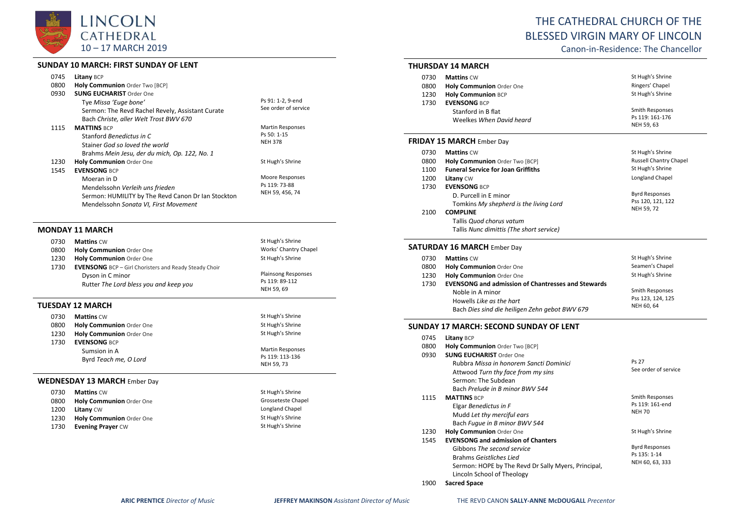# LINCOLN CATHEDRAL
10 – 17 MARCH 2019

# THE CATHEDRAL CHURCH OF THE BLESSED VIRGIN MARY OF LINCOLN

Canon-in-Residence: The Chancellor

## SUNDAY 10 MARCH: FIRST SUNDAY OF LENT

| | | |
|---|---|---|
| 0745 | **Litany** BCP | |
| 0800 | **Holy Communion** Order Two [BCP] | |
| 0930 | **SUNG EUCHARIST** Order One | |
| | Tye *Missa 'Euge bone'* | Ps 91: 1-2, 9-end |
| | Sermon: The Revd Rachel Revely, Assistant Curate | See order of service |
| | Bach *Christe, aller Welt Trost BWV 670* | |
| 1115 | **MATTINS** BCP | Martin Responses |
| | Stanford *Benedictus in C* | Ps 50: 1-15 |
| | Stainer *God so loved the world* | NEH 378 |
| | Brahms *Mein Jesu, der du mich, Op. 122, No. 1* | |
| 1230 | **Holy Communion** Order One | St Hugh's Shrine |
| 1545 | **EVENSONG** BCP | |
| | Moeran in D | Moore Responses |
| | Mendelssohn *Verleih uns frieden* | Ps 119: 73-88 |
| | Sermon: HUMILITY by The Revd Canon Dr Ian Stockton | NEH 59, 456, 74 |
| | Mendelssohn *Sonata VI, First Movement* | |

## MONDAY 11 MARCH

| | | |
|---|---|---|
| 0730 | **Mattins** CW | St Hugh's Shrine |
| 0800 | **Holy Communion** Order One | Works' Chantry Chapel |
| 1230 | **Holy Communion** Order One | St Hugh's Shrine |
| 1730 | **EVENSONG** BCP – Girl Choristers and Ready Steady Choir | |
| | Dyson in C minor | Plainsong Responses |
| | Rutter *The Lord bless you and keep you* | Ps 119: 89-112 |
| | | NEH 59, 69 |

## TUESDAY 12 MARCH

| | | |
|---|---|---|
| 0730 | **Mattins** CW | St Hugh's Shrine |
| 0800 | **Holy Communion** Order One | St Hugh's Shrine |
| 1230 | **Holy Communion** Order One | St Hugh's Shrine |
| 1730 | **EVENSONG** BCP | |
| | Sumsion in A | Martin Responses |
| | Byrd *Teach me, O Lord* | Ps 119: 113-136 |
| | | NEH 59, 73 |

## WEDNESDAY 13 MARCH Ember Day

| | | |
|---|---|---|
| 0730 | **Mattins** CW | St Hugh's Shrine |
| 0800 | **Holy Communion** Order One | Grosseteste Chapel |
| 1200 | **Litany** CW | Longland Chapel |
| 1230 | **Holy Communion** Order One | St Hugh's Shrine |
| 1730 | **Evening Prayer** CW | St Hugh's Shrine |

## THURSDAY 14 MARCH

| | | |
|---|---|---|
| 0730 | **Mattins** CW | St Hugh's Shrine |
| 0800 | **Holy Communion** Order One | Ringers' Chapel |
| 1230 | **Holy Communion** BCP | St Hugh's Shrine |
| 1730 | **EVENSONG** BCP | |
| | Stanford in B flat | Smith Responses |
| | Weelkes *When David heard* | Ps 119: 161-176 |
| | | NEH 59, 63 |

## FRIDAY 15 MARCH Ember Day

| | | |
|---|---|---|
| 0730 | **Mattins** CW | St Hugh's Shrine |
| 0800 | **Holy Communion** Order Two [BCP] | Russell Chantry Chapel |
| 1100 | **Funeral Service for Joan Griffiths** | St Hugh's Shrine |
| 1200 | **Litany** CW | Longland Chapel |
| 1730 | **EVENSONG** BCP | |
| | D. Purcell in E minor | Byrd Responses |
| | Tomkins *My shepherd is the living Lord* | Pss 120, 121, 122 |
| 2100 | **COMPLINE** | NEH 59, 72 |
| | Tallis *Quod chorus vatum* | |
| | Tallis *Nunc dimittis (The short service)* | |

## SATURDAY 16 MARCH Ember Day

| | | |
|---|---|---|
| 0730 | **Mattins** CW | St Hugh's Shrine |
| 0800 | **Holy Communion** Order One | Seamen's Chapel |
| 1230 | **Holy Communion** Order One | St Hugh's Shrine |
| 1730 | **EVENSONG and admission of Chantresses and Stewards** | |
| | Noble in A minor | Smith Responses |
| | Howells *Like as the hart* | Pss 123, 124, 125 |
| | Bach *Dies sind die heiligen Zehn gebot BWV 679* | NEH 60, 64 |

## SUNDAY 17 MARCH: SECOND SUNDAY OF LENT

| | | |
|---|---|---|
| 0745 | **Litany** BCP | |
| 0800 | **Holy Communion** Order Two [BCP] | |
| 0930 | **SUNG EUCHARIST** Order One | |
| | Rubbra *Missa in honorem Sancti Dominici* | Ps 27 |
| | Attwood *Turn thy face from my sins* | See order of service |
| | Sermon: The Subdean | |
| | Bach *Prelude in B minor BWV 544* | |
| 1115 | **MATTINS** BCP | Smith Responses |
| | Elgar *Benedictus in F* | Ps 119: 161-end |
| | Mudd *Let thy merciful ears* | NEH 70 |
| | Bach *Fugue in B minor BWV 544* | |
| 1230 | **Holy Communion** Order One | St Hugh's Shrine |
| 1545 | **EVENSONG and admission of Chanters** | |
| | Gibbons *The second service* | Byrd Responses |
| | Brahms *Geistliches Lied* | Ps 135: 1-14 |
| | Sermon: HOPE by The Revd Dr Sally Myers, Principal, Lincoln School of Theology | NEH 60, 63, 333 |
| 1900 | **Sacred Space** | |

**ARIC PRENTICE** *Director of Music* **JEFFREY MAKINSON** *Assistant Director of Music* THE REVD CANON **SALLY-ANNE McDOUGALL** *Precentor*